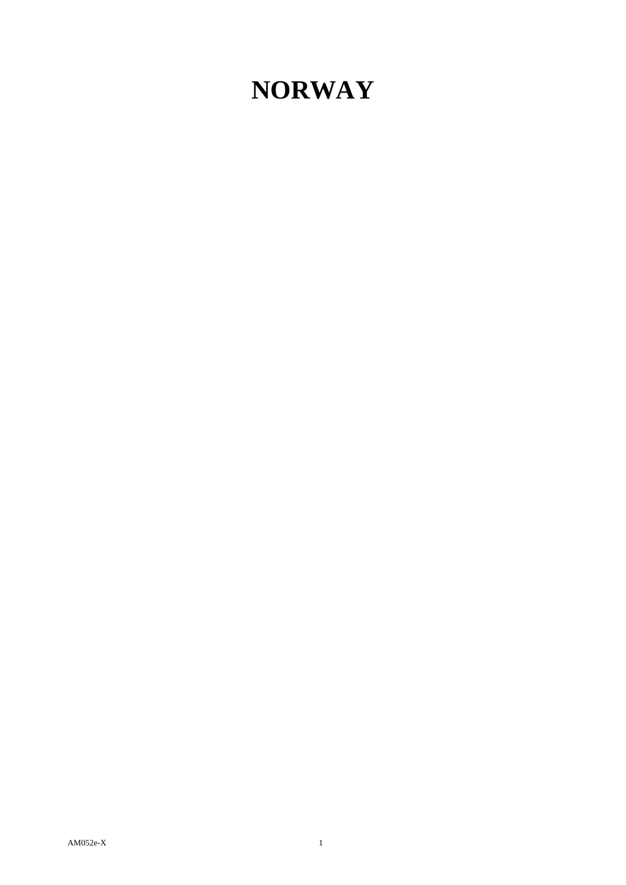# NORWAY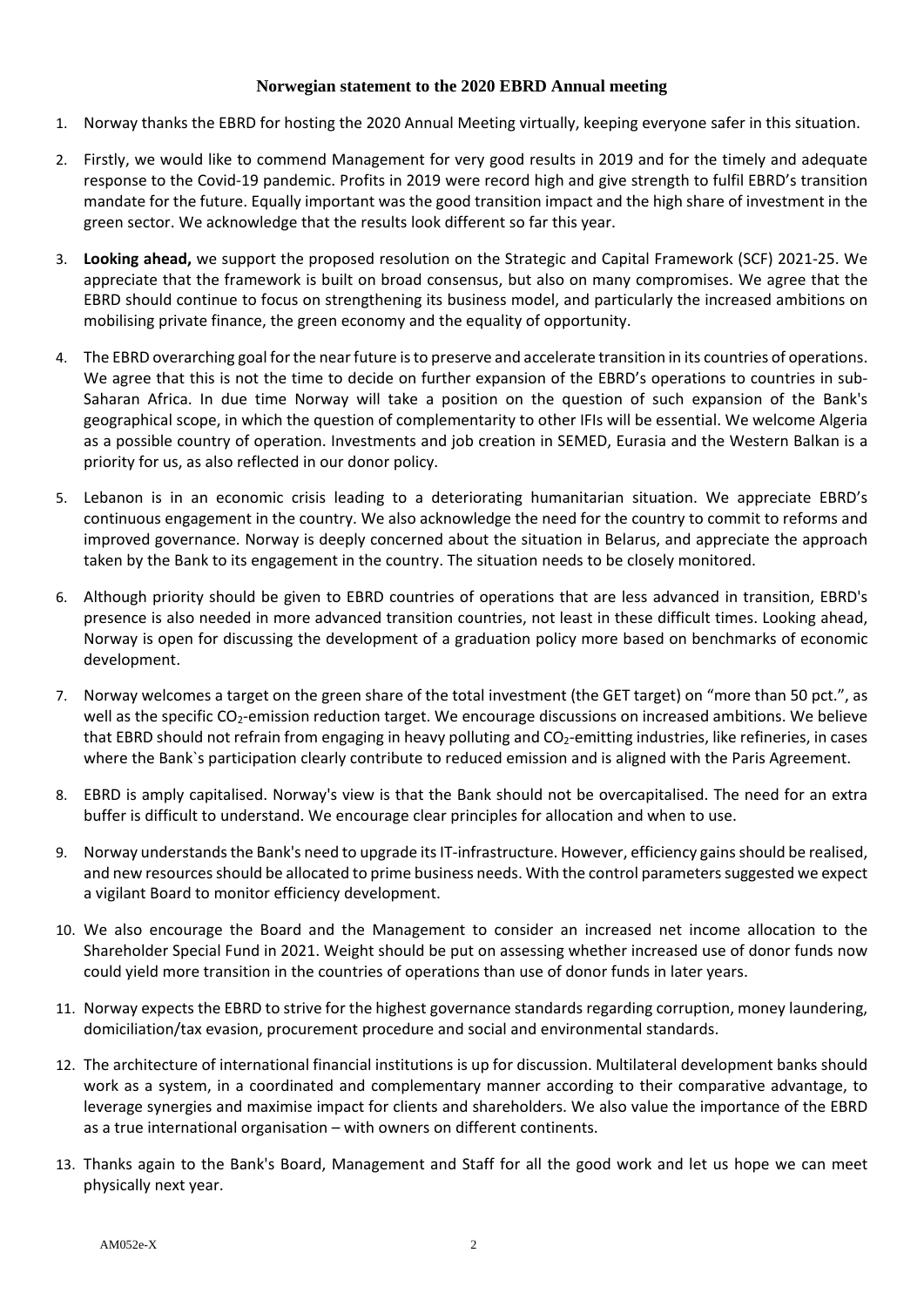**Norwegian statement to the 2020 EBRD Annual meeting**

1. Norway thanks the EBRD for hosting the 2020 Annual Meeting virtually, keeping everyone safer in this situation.

2. Firstly, we would like to commend Management for very good results in 2019 and for the timely and adequate response to the Covid-19 pandemic. Profits in 2019 were record high and give strength to fulfil EBRD's transition mandate for the future. Equally important was the good transition impact and the high share of investment in the green sector. We acknowledge that the results look different so far this year.

3. **Looking ahead,** we support the proposed resolution on the Strategic and Capital Framework (SCF) 2021-25. We appreciate that the framework is built on broad consensus, but also on many compromises. We agree that the EBRD should continue to focus on strengthening its business model, and particularly the increased ambitions on mobilising private finance, the green economy and the equality of opportunity.

4. The EBRD overarching goal for the near future is to preserve and accelerate transition in its countries of operations. We agree that this is not the time to decide on further expansion of the EBRD's operations to countries in sub-Saharan Africa. In due time Norway will take a position on the question of such expansion of the Bank's geographical scope, in which the question of complementarity to other IFIs will be essential. We welcome Algeria as a possible country of operation. Investments and job creation in SEMED, Eurasia and the Western Balkan is a priority for us, as also reflected in our donor policy.

5. Lebanon is in an economic crisis leading to a deteriorating humanitarian situation. We appreciate EBRD's continuous engagement in the country. We also acknowledge the need for the country to commit to reforms and improved governance. Norway is deeply concerned about the situation in Belarus, and appreciate the approach taken by the Bank to its engagement in the country. The situation needs to be closely monitored.

6. Although priority should be given to EBRD countries of operations that are less advanced in transition, EBRD's presence is also needed in more advanced transition countries, not least in these difficult times. Looking ahead, Norway is open for discussing the development of a graduation policy more based on benchmarks of economic development.

7. Norway welcomes a target on the green share of the total investment (the GET target) on "more than 50 pct.", as well as the specific $CO_2$-emission reduction target. We encourage discussions on increased ambitions. We believe that EBRD should not refrain from engaging in heavy polluting and $CO_2$-emitting industries, like refineries, in cases where the Bank`s participation clearly contribute to reduced emission and is aligned with the Paris Agreement.

8. EBRD is amply capitalised. Norway's view is that the Bank should not be overcapitalised. The need for an extra buffer is difficult to understand. We encourage clear principles for allocation and when to use.

9. Norway understands the Bank's need to upgrade its IT-infrastructure. However, efficiency gains should be realised, and new resources should be allocated to prime business needs. With the control parameters suggested we expect a vigilant Board to monitor efficiency development.

10. We also encourage the Board and the Management to consider an increased net income allocation to the Shareholder Special Fund in 2021. Weight should be put on assessing whether increased use of donor funds now could yield more transition in the countries of operations than use of donor funds in later years.

11. Norway expects the EBRD to strive for the highest governance standards regarding corruption, money laundering, domiciliation/tax evasion, procurement procedure and social and environmental standards.

12. The architecture of international financial institutions is up for discussion. Multilateral development banks should work as a system, in a coordinated and complementary manner according to their comparative advantage, to leverage synergies and maximise impact for clients and shareholders. We also value the importance of the EBRD as a true international organisation – with owners on different continents.

13. Thanks again to the Bank's Board, Management and Staff for all the good work and let us hope we can meet physically next year.